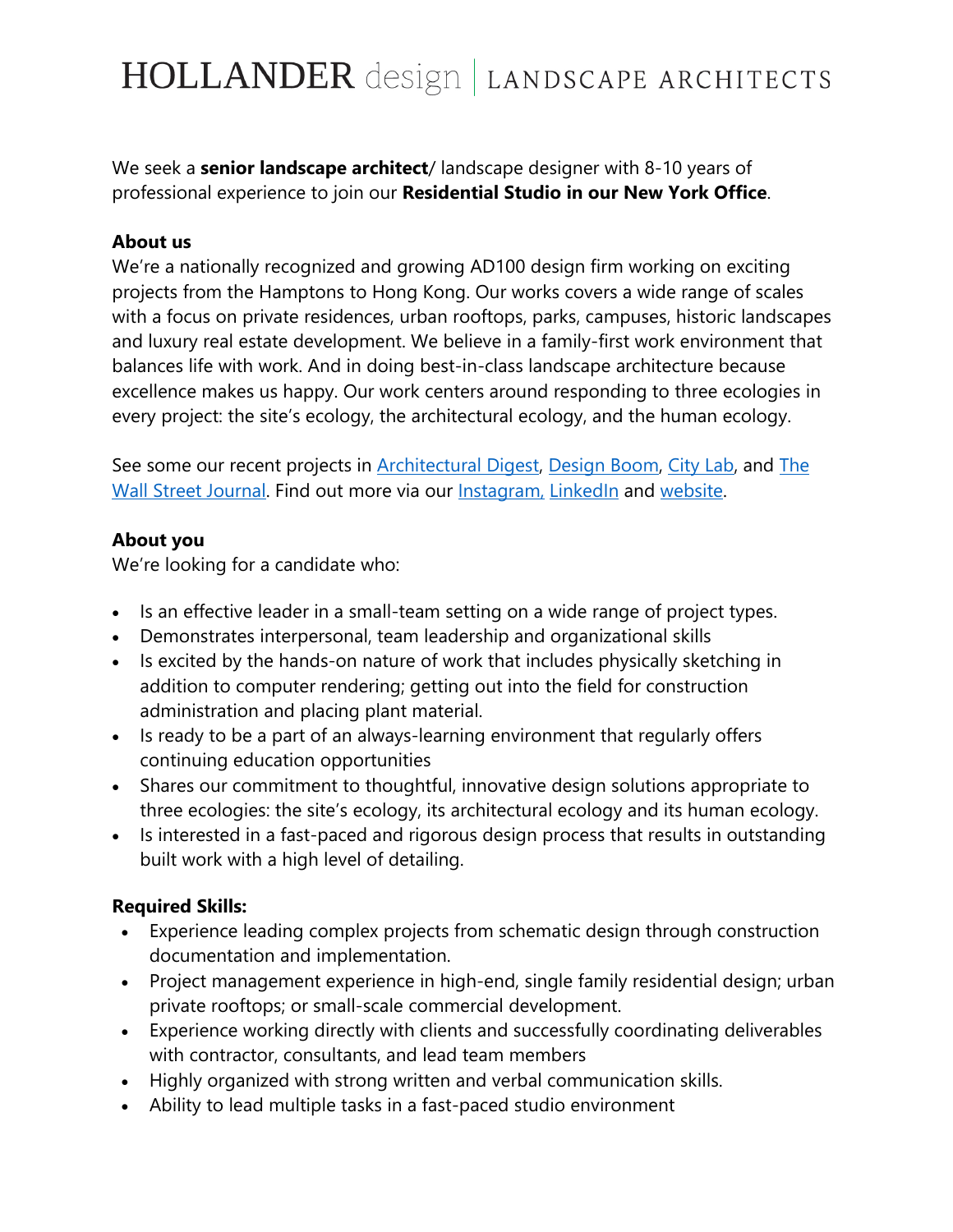# HOLLANDER design | LANDSCAPE ARCHITECTS

We seek a **senior landscape architect**/ landscape designer with 8-10 years of professional experience to join our **Residential Studio in our New York Office**.

**About us**

We're a nationally recognized and growing AD100 design firm working on exciting projects from the Hamptons to Hong Kong. Our works covers a wide range of scales with a focus on private residences, urban rooftops, parks, campuses, historic landscapes and luxury real estate development. We believe in a family-first work environment that balances life with work. And in doing best-in-class landscape architecture because excellence makes us happy. Our work centers around responding to three ecologies in every project: the site's ecology, the architectural ecology, and the human ecology.

See some our recent projects in Architectural Digest, Design Boom, City Lab, and The Wall Street Journal. Find out more via our Instagram, LinkedIn and website.

**About you**

We're looking for a candidate who:

- Is an effective leader in a small-team setting on a wide range of project types.
- Demonstrates interpersonal, team leadership and organizational skills
- Is excited by the hands-on nature of work that includes physically sketching in addition to computer rendering; getting out into the field for construction administration and placing plant material.
- Is ready to be a part of an always-learning environment that regularly offers continuing education opportunities
- Shares our commitment to thoughtful, innovative design solutions appropriate to three ecologies: the site's ecology, its architectural ecology and its human ecology.
- Is interested in a fast-paced and rigorous design process that results in outstanding built work with a high level of detailing.

**Required Skills:**

- Experience leading complex projects from schematic design through construction documentation and implementation.
- Project management experience in high-end, single family residential design; urban private rooftops; or small-scale commercial development.
- Experience working directly with clients and successfully coordinating deliverables with contractor, consultants, and lead team members
- Highly organized with strong written and verbal communication skills.
- Ability to lead multiple tasks in a fast-paced studio environment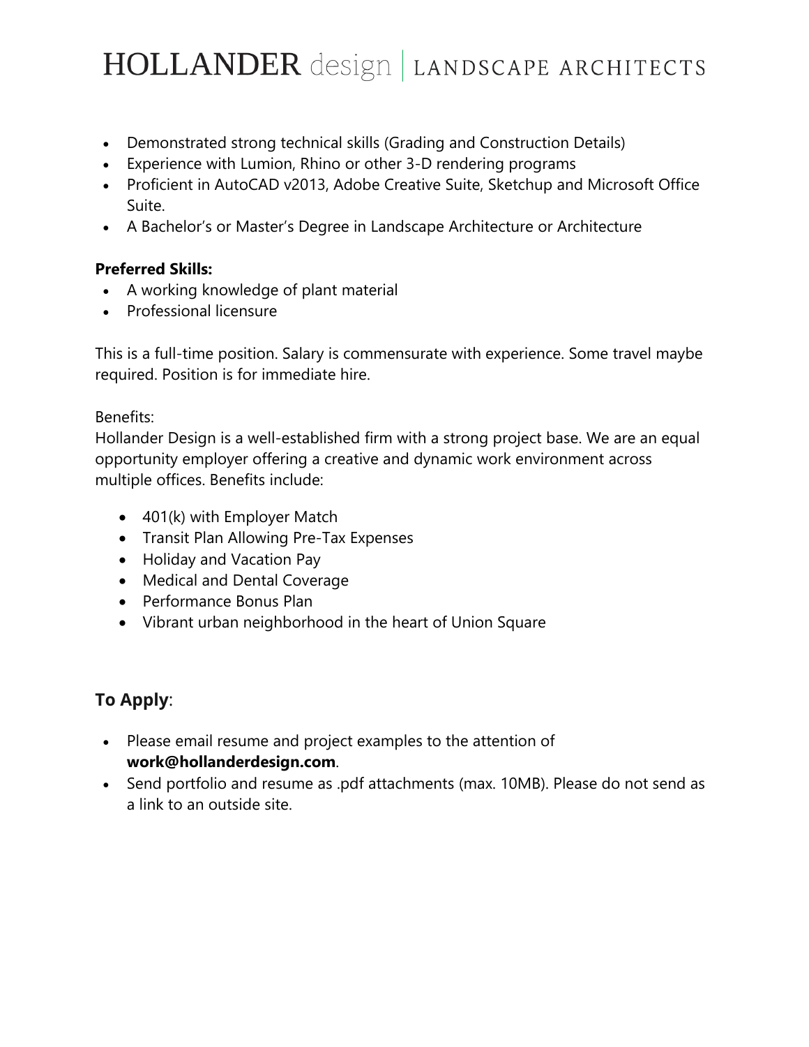- Demonstrated strong technical skills (Grading and Construction Details)
- Experience with Lumion, Rhino or other 3-D rendering programs
- Proficient in AutoCAD v2013, Adobe Creative Suite, Sketchup and Microsoft Office Suite.
- A Bachelor's or Master's Degree in Landscape Architecture or Architecture

**Preferred Skills:**

- A working knowledge of plant material
- Professional licensure

This is a full-time position. Salary is commensurate with experience. Some travel maybe required. Position is for immediate hire.

Benefits:
Hollander Design is a well-established firm with a strong project base. We are an equal opportunity employer offering a creative and dynamic work environment across multiple offices. Benefits include:

- 401(k) with Employer Match
- Transit Plan Allowing Pre-Tax Expenses
- Holiday and Vacation Pay
- Medical and Dental Coverage
- Performance Bonus Plan
- Vibrant urban neighborhood in the heart of Union Square

## **To Apply**:

- Please email resume and project examples to the attention of **work@hollanderdesign.com**.
- Send portfolio and resume as .pdf attachments (max. 10MB). Please do not send as a link to an outside site.